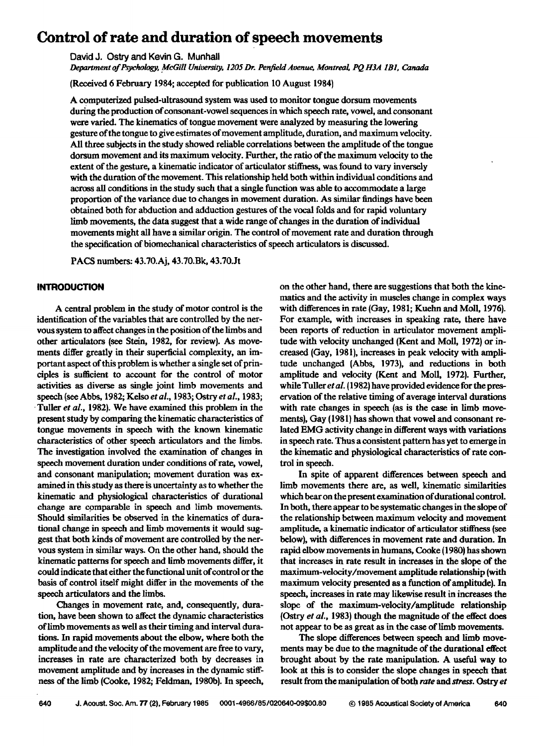# Control of rate and duration of speech movements

David J. Ostry and Kevin G. Munhall

*Department of Psychology, McGill University, 1205 Dr. Penfield Avenue, Montreal, PQ H3A 1B1, Canada*

(Received 6 February 1984; accepted for publication 10 August 1984)

A computerized pulsed-ultrasound system was used to monitor tongue dorsum movements during the production of consonant-vowel sequences in which speech rate, vowel, and consonant were varied. The kinematics of tongue movement were analyzed by measuring the lowering gesture of the tongue to give estimates of movement amplitude, duration, and maximum velocity. All three subjects in the study showed reliable correlations between the amplitude of the tongue dorsum movement and its maximum velocity. Further, the ratio of the maximum velocity to the extent of the gesture, a kinematic indicator of articulator stiffness, was found to vary inversely with the duration of the movement. This relationship held both within individual conditions and across all conditions in the study such that a single function was able to accommodate a large proportion of the variance due to changes in movement duration. As similar findings have been obtained both for abduction and adduction gestures of the vocal folds and for rapid voluntary limb movements, the data suggest that a wide range of changes in the duration of individual movements might all have a similar origin. The control of movement rate and duration through the specification of biomechanical characteristics of speech articulators is discussed.

PACS numbers: 43.70.Aj, 43.70.Bk, 43.70.Jt

## INTRODUCTION

A central problem in the study of motor control is the identification of the variables that are controlled by the nervous system to affect changes in the position of the limbs and other articulators (see Stein, 1982, for review). As movements differ greatly in their superficial complexity, an important aspect of this problem is whether a single set of principles is sufficient to account for the control of motor activities as diverse as single joint limb movements and speech (see Abbs, 1982; Kelso *et al.*, 1983; Ostry *et al.*, 1983; Tuller *et al.*, 1982). We have examined this problem in the present study by comparing the kinematic characteristics of tongue movements in speech with the known kinematic characteristics of other speech articulators and the limbs. The investigation involved the examination of changes in speech movement duration under conditions of rate, vowel, and consonant manipulation; movement duration was examined in this study as there is uncertainty as to whether the kinematic and physiological characteristics of durational change are comparable in speech and limb movements. Should similarities be observed in the kinematics of durational change in speech and limb movements it would suggest that both kinds of movement are controlled by the nervous system in similar ways. On the other hand, should the kinematic patterns for speech and limb movements differ, it could indicate that either the functional unit of control or the basis of control itself might differ in the movements of the speech articulators and the limbs.

Changes in movement rate, and, consequently, duration, have been shown to affect the dynamic characteristics of limb movements as well as their timing and interval durations. In rapid movements about the elbow, where both the amplitude and the velocity of the movement are free to vary, increases in rate are characterized both by decreases in movement amplitude and by increases in the dynamic stiffness of the limb (Cooke, 1982; Feldman, 1980b). In speech, on the other hand, there are suggestions that both the kinematics and the activity in muscles change in complex ways with differences in rate (Gay, 1981; Kuehn and Moll, 1976). For example, with increases in speaking rate, there have been reports of reduction in articulator movement amplitude with velocity unchanged (Kent and Moll, 1972) or increased (Gay, 1981), increases in peak velocity with amplitude unchanged (Abbs, 1973), and reductions in both amplitude and velocity (Kent and Moll, 1972). Further, while Tuller *et al.* (1982) have provided evidence for the preservation of the relative timing of average interval durations with rate changes in speech (as is the case in limb movements), Gay (1981) has shown that vowel and consonant related EMG activity change in different ways with variations in speech rate. Thus a consistent pattern has yet to emerge in the kinematic and physiological characteristics of rate control in speech.

In spite of apparent differences between speech and limb movements there are, as well, kinematic similarities which bear on the present examination of durational control. In both, there appear to be systematic changes in the slope of the relationship between maximum velocity and movement amplitude, a kinematic indicator of articulator stiffness (see below), with differences in movement rate and duration. In rapid elbow movements in humans, Cooke (1980) has shown that increases in rate result in increases in the slope of the maximum-velocity/movement amplitude relationship (with maximum velocity presented as a function of amplitude). In speech, increases in rate may likewise result in increases the slope of the maximum-velocity/amplitude relationship (Ostry *et al.*, 1983) though the magnitude of the effect does not appear to be as great as in the case of limb movements.

The slope differences between speech and limb movements may be due to the magnitude of the durational effect brought about by the rate manipulation. A useful way to look at this is to consider the slope changes in speech that result from the manipulation of both *rate* and *stress*. Ostry *et*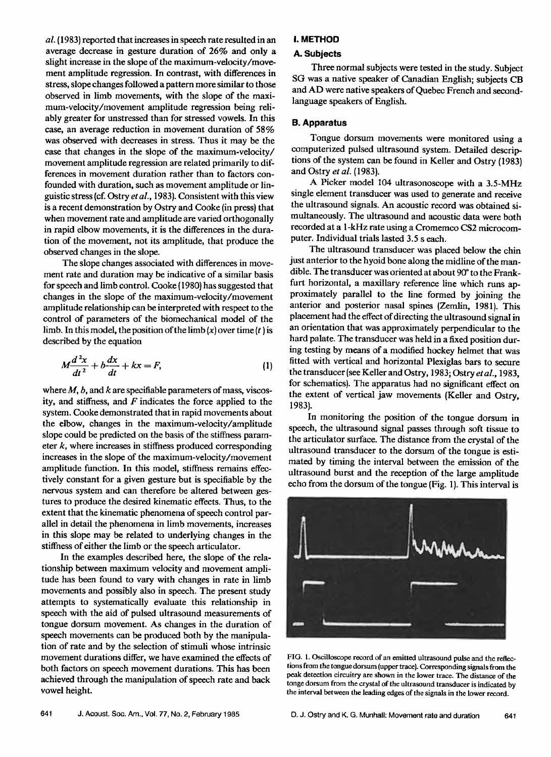*al.* (1983) reported that increases in speech rate resulted in an average decrease in gesture duration of 26% and only a slight increase in the slope of the maximum-velocity/movement amplitude regression. In contrast, with differences in stress, slope changes followed a pattern more similar to those observed in limb movements, with the slope of the maximum-velocity/movement amplitude regression being reliably greater for unstressed than for stressed vowels. In this case, an average reduction in movement duration of 58% was observed with decreases in stress. Thus it may be the case that changes in the slope of the maximum-velocity/movement amplitude regression are related primarily to differences in movement duration rather than to factors confounded with duration, such as movement amplitude or linguistic stress (cf. Ostry *et al.*, 1983). Consistent with this view is a recent demonstration by Ostry and Cooke (in press) that when movement rate and amplitude are varied orthogonally in rapid elbow movements, it is the differences in the duration of the movement, not its amplitude, that produce the observed changes in the slope.

The slope changes associated with differences in movement rate and duration may be indicative of a similar basis for speech and limb control. Cooke (1980) has suggested that changes in the slope of the maximum-velocity/movement amplitude relationship can be interpreted with respect to the control of parameters of the biomechanical model of the limb. In this model, the position of the limb ($x$) over time ($t$) is described by the equation

$$M\frac{d^2x}{dt^2} + b\frac{dx}{dt} + kx = F, \tag{1}$$

where $M$, $b$, and $k$ are specifiable parameters of mass, viscosity, and stiffness, and $F$ indicates the force applied to the system. Cooke demonstrated that in rapid movements about the elbow, changes in the maximum-velocity/amplitude slope could be predicted on the basis of the stiffness parameter $k$, where increases in stiffness produced corresponding increases in the slope of the maximum-velocity/movement amplitude function. In this model, stiffness remains effectively constant for a given gesture but is specifiable by the nervous system and can therefore be altered between gestures to produce the desired kinematic effects. Thus, to the extent that the kinematic phenomena of speech control parallel in detail the phenomena in limb movements, increases in this slope may be related to underlying changes in the stiffness of either the limb or the speech articulator.

In the examples described here, the slope of the relationship between maximum velocity and movement amplitude has been found to vary with changes in rate in limb movements and possibly also in speech. The present study attempts to systematically evaluate this relationship in speech with the aid of pulsed ultrasound measurements of tongue dorsum movement. As changes in the duration of speech movements can be produced both by the manipulation of rate and by the selection of stimuli whose intrinsic movement durations differ, we have examined the effects of both factors on speech movement durations. This has been achieved through the manipulation of speech rate and back vowel height.

## I. METHOD

### A. Subjects

Three normal subjects were tested in the study. Subject SG was a native speaker of Canadian English; subjects CB and AD were native speakers of Quebec French and second-language speakers of English.

### B. Apparatus

Tongue dorsum movements were monitored using a computerized pulsed ultrasound system. Detailed descriptions of the system can be found in Keller and Ostry (1983) and Ostry *et al.* (1983).

A Picker model 104 ultrasonoscope with a 3.5-MHz single element transducer was used to generate and receive the ultrasound signals. An acoustic record was obtained simultaneously. The ultrasound and acoustic data were both recorded at a 1-kHz rate using a Cromemco CS2 microcomputer. Individual trials lasted 3.5 s each.

The ultrasound transducer was placed below the chin just anterior to the hyoid bone along the midline of the mandible. The transducer was oriented at about 90° to the Frankfurt horizontal, a maxillary reference line which runs approximately parallel to the line formed by joining the anterior and posterior nasal spines (Zemlin, 1981). This placement had the effect of directing the ultrasound signal in an orientation that was approximately perpendicular to the hard palate. The transducer was held in a fixed position during testing by means of a modified hockey helmet that was fitted with vertical and horizontal Plexiglas bars to secure the transducer (see Keller and Ostry, 1983; Ostry *et al.*, 1983, for schematics). The apparatus had no significant effect on the extent of vertical jaw movements (Keller and Ostry, 1983).

In monitoring the position of the tongue dorsum in speech, the ultrasound signal passes through soft tissue to the articulator surface. The distance from the crystal of the ultrasound transducer to the dorsum of the tongue is estimated by timing the interval between the emission of the ultrasound burst and the reception of the large amplitude echo from the dorsum of the tongue (Fig. 1). This interval is

FIG. 1. Oscilloscope record of an emitted ultrasound pulse and the reflections from the tongue dorsum (upper trace). Corresponding signals from the peak detection circuitry are shown in the lower trace. The distance of the tonge dorsum from the crystal of the ultrasound transducer is indicated by the interval between the leading edges of the signals in the lower record.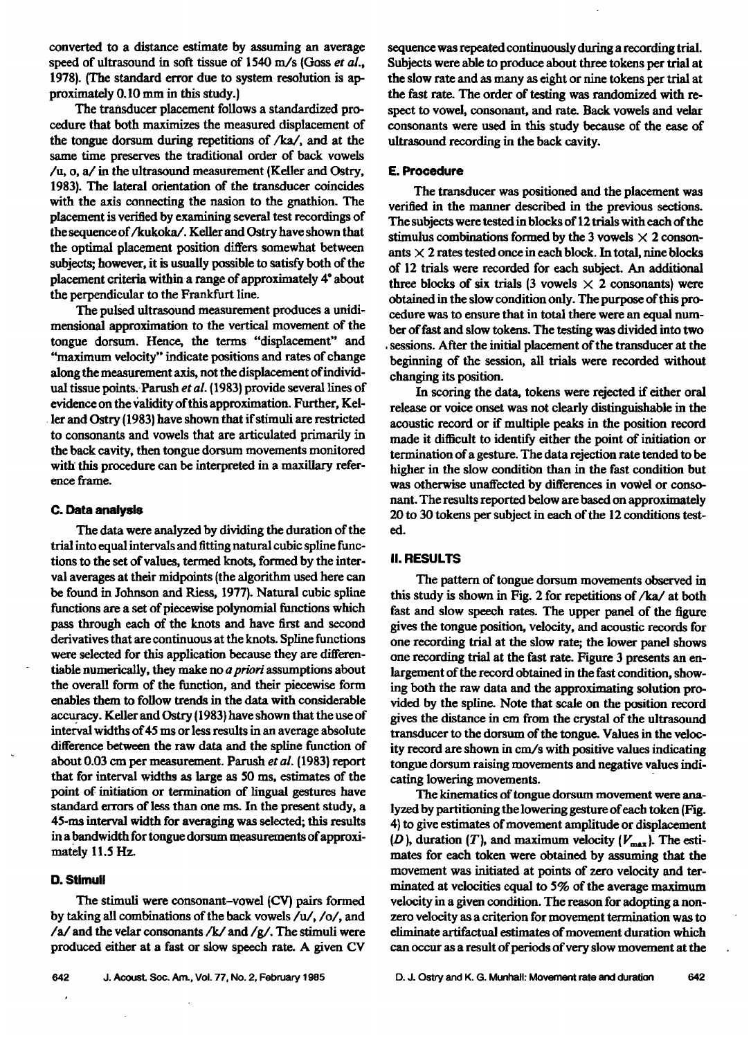converted to a distance estimate by assuming an average speed of ultrasound in soft tissue of 1540 m/s (Goss *et al.*, 1978). (The standard error due to system resolution is approximately 0.10 mm in this study.)

The transducer placement follows a standardized procedure that both maximizes the measured displacement of the tongue dorsum during repetitions of /ka/, and at the same time preserves the traditional order of back vowels /u, o, a/ in the ultrasound measurement (Keller and Ostry, 1983). The lateral orientation of the transducer coincides with the axis connecting the nasion to the gnathion. The placement is verified by examining several test recordings of the sequence of /kukoka/. Keller and Ostry have shown that the optimal placement position differs somewhat between subjects; however, it is usually possible to satisfy both of the placement criteria within a range of approximately 4° about the perpendicular to the Frankfurt line.

The pulsed ultrasound measurement produces a unidimensional approximation to the vertical movement of the tongue dorsum. Hence, the terms "displacement" and "maximum velocity" indicate positions and rates of change along the measurement axis, not the displacement of individual tissue points. Parush *et al.* (1983) provide several lines of evidence on the validity of this approximation. Further, Keller and Ostry (1983) have shown that if stimuli are restricted to consonants and vowels that are articulated primarily in the back cavity, then tongue dorsum movements monitored with this procedure can be interpreted in a maxillary reference frame.

### C. Data analysis

The data were analyzed by dividing the duration of the trial into equal intervals and fitting natural cubic spline functions to the set of values, termed knots, formed by the interval averages at their midpoints (the algorithm used here can be found in Johnson and Riess, 1977). Natural cubic spline functions are a set of piecewise polynomial functions which pass through each of the knots and have first and second derivatives that are continuous at the knots. Spline functions were selected for this application because they are differentiable numerically, they make no *a priori* assumptions about the overall form of the function, and their piecewise form enables them to follow trends in the data with considerable accuracy. Keller and Ostry (1983) have shown that the use of interval widths of 45 ms or less results in an average absolute difference between the raw data and the spline function of about 0.03 cm per measurement. Parush *et al.* (1983) report that for interval widths as large as 50 ms, estimates of the point of initiation or termination of lingual gestures have standard errors of less than one ms. In the present study, a 45-ms interval width for averaging was selected; this results in a bandwidth for tongue dorsum measurements of approximately 11.5 Hz.

### D. Stimuli

The stimuli were consonant–vowel (CV) pairs formed by taking all combinations of the back vowels /u/, /o/, and /a/ and the velar consonants /k/ and /g/. The stimuli were produced either at a fast or slow speech rate. A given CV sequence was repeated continuously during a recording trial. Subjects were able to produce about three tokens per trial at the slow rate and as many as eight or nine tokens per trial at the fast rate. The order of testing was randomized with respect to vowel, consonant, and rate. Back vowels and velar consonants were used in this study because of the ease of ultrasound recording in the back cavity.

### E. Procedure

The transducer was positioned and the placement was verified in the manner described in the previous sections. The subjects were tested in blocks of 12 trials with each of the stimulus combinations formed by the 3 vowels × 2 consonants × 2 rates tested once in each block. In total, nine blocks of 12 trials were recorded for each subject. An additional three blocks of six trials (3 vowels × 2 consonants) were obtained in the slow condition only. The purpose of this procedure was to ensure that in total there were an equal number of fast and slow tokens. The testing was divided into two sessions. After the initial placement of the transducer at the beginning of the session, all trials were recorded without changing its position.

In scoring the data, tokens were rejected if either oral release or voice onset was not clearly distinguishable in the acoustic record or if multiple peaks in the position record made it difficult to identify either the point of initiation or termination of a gesture. The data rejection rate tended to be higher in the slow condition than in the fast condition but was otherwise unaffected by differences in vowel or consonant. The results reported below are based on approximately 20 to 30 tokens per subject in each of the 12 conditions tested.

## II. RESULTS

The pattern of tongue dorsum movements observed in this study is shown in Fig. 2 for repetitions of /ka/ at both fast and slow speech rates. The upper panel of the figure gives the tongue position, velocity, and acoustic records for one recording trial at the slow rate; the lower panel shows one recording trial at the fast rate. Figure 3 presents an enlargement of the record obtained in the fast condition, showing both the raw data and the approximating solution provided by the spline. Note that scale on the position record gives the distance in cm from the crystal of the ultrasound transducer to the dorsum of the tongue. Values in the velocity record are shown in cm/s with positive values indicating tongue dorsum raising movements and negative values indicating lowering movements.

The kinematics of tongue dorsum movement were analyzed by partitioning the lowering gesture of each token (Fig. 4) to give estimates of movement amplitude or displacement ($D$), duration ($T$), and maximum velocity ($V_{max}$). The estimates for each token were obtained by assuming that the movement was initiated at points of zero velocity and terminated at velocities equal to 5% of the average maximum velocity in a given condition. The reason for adopting a nonzero velocity as a criterion for movement termination was to eliminate artifactual estimates of movement duration which can occur as a result of periods of very slow movement at the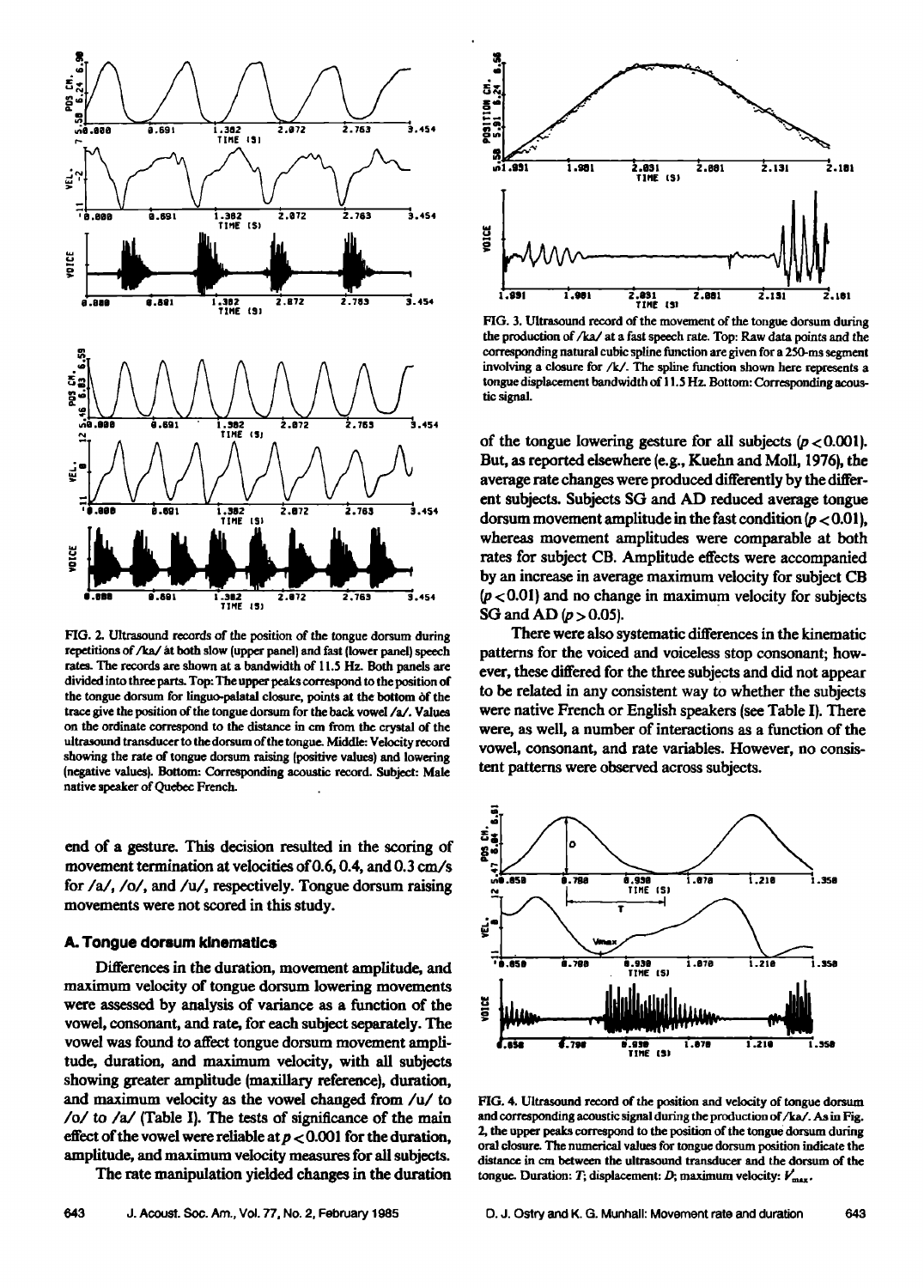FIG. 2. Ultrasound records of the position of the tongue dorsum during repetitions of /ka/ at both slow (upper panel) and fast (lower panel) speech rates. The records are shown at a bandwidth of 11.5 Hz. Both panels are divided into three parts. Top: The upper peaks correspond to the position of the tongue dorsum for linguo-palatal closure, points at the bottom of the trace give the position of the tongue dorsum for the back vowel /a/. Values on the ordinate correspond to the distance in cm from the crystal of the ultrasound transducer to the dorsum of the tongue. Middle: Velocity record showing the rate of tongue dorsum raising (positive values) and lowering (negative values). Bottom: Corresponding acoustic record. Subject: Male native speaker of Quebec French.

end of a gesture. This decision resulted in the scoring of movement termination at velocities of 0.6, 0.4, and 0.3 cm/s for /a/, /o/, and /u/, respectively. Tongue dorsum raising movements were not scored in this study.

### A. Tongue dorsum kinematics

Differences in the duration, movement amplitude, and maximum velocity of tongue dorsum lowering movements were assessed by analysis of variance as a function of the vowel, consonant, and rate, for each subject separately. The vowel was found to affect tongue dorsum movement amplitude, duration, and maximum velocity, with all subjects showing greater amplitude (maxillary reference), duration, and maximum velocity as the vowel changed from /u/ to /o/ to /a/ (Table I). The tests of significance of the main effect of the vowel were reliable at $p < 0.001$ for the duration, amplitude, and maximum velocity measures for all subjects.

The rate manipulation yielded changes in the duration of the tongue lowering gesture for all subjects ($p < 0.001$). But, as reported elsewhere (e.g., Kuehn and Moll, 1976), the average rate changes were produced differently by the different subjects. Subjects SG and AD reduced average tongue dorsum movement amplitude in the fast condition ($p < 0.01$), whereas movement amplitudes were comparable at both rates for subject CB. Amplitude effects were accompanied by an increase in average maximum velocity for subject CB ($p < 0.01$) and no change in maximum velocity for subjects SG and AD ($p > 0.05$).

There were also systematic differences in the kinematic patterns for the voiced and voiceless stop consonant; however, these differed for the three subjects and did not appear to be related in any consistent way to whether the subjects were native French or English speakers (see Table I). There were, as well, a number of interactions as a function of the vowel, consonant, and rate variables. However, no consistent patterns were observed across subjects.

FIG. 3. Ultrasound record of the movement of the tongue dorsum during the production of /ka/ at a fast speech rate. Top: Raw data points and the corresponding natural cubic spline function are given for a 250-ms segment involving a closure for /k/. The spline function shown here represents a tongue displacement bandwidth of 11.5 Hz. Bottom: Corresponding acoustic signal.

FIG. 4. Ultrasound record of the position and velocity of tongue dorsum and corresponding acoustic signal during the production of /ka/. As in Fig. 2, the upper peaks correspond to the position of the tongue dorsum during oral closure. The numerical values for tongue dorsum position indicate the distance in cm between the ultrasound transducer and the dorsum of the tongue. Duration: $T$; displacement: $D$; maximum velocity: $V_{max}$.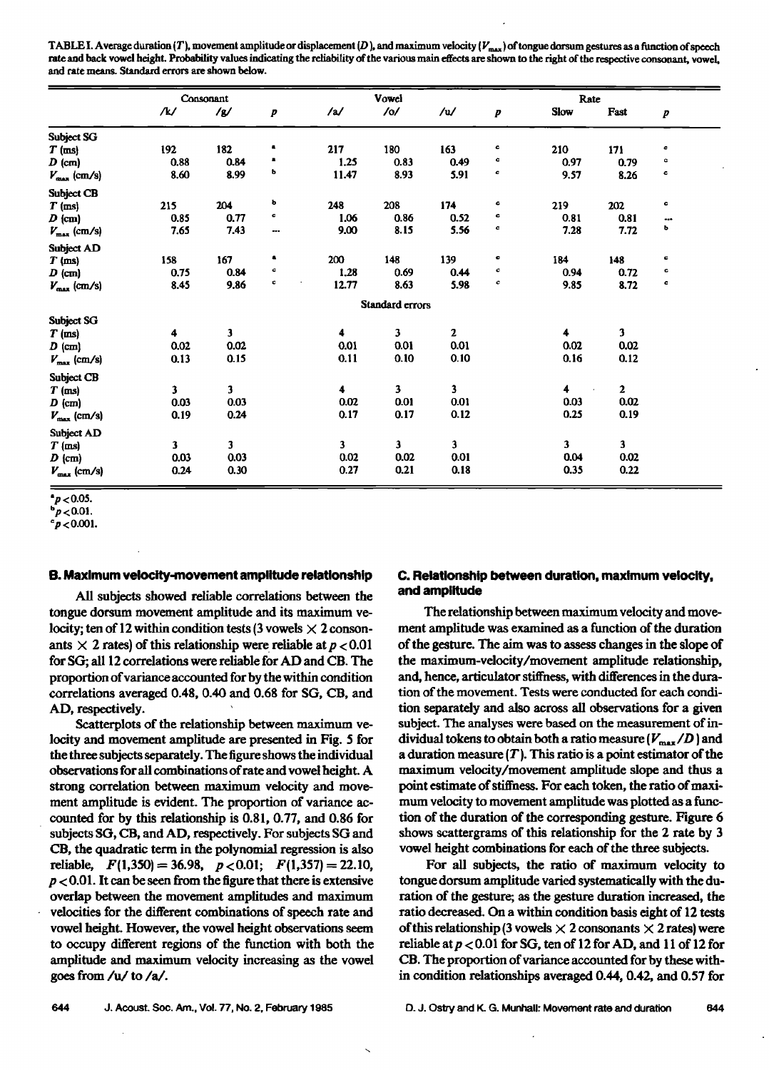TABLE I. Average duration ($T$), movement amplitude or displacement ($D$), and maximum velocity ($V_{max}$) of tongue dorsum gestures as a function of speech rate and back vowel height. Probability values indicating the reliability of the various main effects are shown to the right of the respective consonant, vowel, and rate means. Standard errors are shown below.

| | Consonant | | | Vowel | | | | Rate | | |
|---|---|---|---|---|---|---|---|---|---|---|
| | /k/ | /g/ | $p$ | /a/ | /o/ | /u/ | $p$ | Slow | Fast | $p$ |
| **Subject SG** | | | | | | | | | | |
| $T$ (ms) | 192 | 182 | a | 217 | 180 | 163 | c | 210 | 171 | c |
| $D$ (cm) | 0.88 | 0.84 | a | 1.25 | 0.83 | 0.49 | c | 0.97 | 0.79 | c |
| $V_{max}$ (cm/s) | 8.60 | 8.99 | b | 11.47 | 8.93 | 5.91 | c | 9.57 | 8.26 | c |
| **Subject CB** | | | | | | | | | | |
| $T$ (ms) | 215 | 204 | b | 248 | 208 | 174 | c | 219 | 202 | c |
| $D$ (cm) | 0.85 | 0.77 | c | 1.06 | 0.86 | 0.52 | c | 0.81 | 0.81 | ... |
| $V_{max}$ (cm/s) | 7.65 | 7.43 | ... | 9.00 | 8.15 | 5.56 | c | 7.28 | 7.72 | b |
| **Subject AD** | | | | | | | | | | |
| $T$ (ms) | 158 | 167 | a | 200 | 148 | 139 | c | 184 | 148 | c |
| $D$ (cm) | 0.75 | 0.84 | c | 1.28 | 0.69 | 0.44 | c | 0.94 | 0.72 | c |
| $V_{max}$ (cm/s) | 8.45 | 9.86 | c | 12.77 | 8.63 | 5.98 | c | 9.85 | 8.72 | c |
| | | | | | **Standard errors** | | | | | |
| **Subject SG** | | | | | | | | | | |
| $T$ (ms) | 4 | 3 | | 4 | 3 | 2 | | 4 | 3 | |
| $D$ (cm) | 0.02 | 0.02 | | 0.01 | 0.01 | 0.01 | | 0.02 | 0.02 | |
| $V_{max}$ (cm/s) | 0.13 | 0.15 | | 0.11 | 0.10 | 0.10 | | 0.16 | 0.12 | |
| **Subject CB** | | | | | | | | | | |
| $T$ (ms) | 3 | 3 | | 4 | 3 | 3 | | 4 | 2 | |
| $D$ (cm) | 0.03 | 0.03 | | 0.02 | 0.01 | 0.01 | | 0.03 | 0.02 | |
| $V_{max}$ (cm/s) | 0.19 | 0.24 | | 0.17 | 0.17 | 0.12 | | 0.25 | 0.19 | |
| **Subject AD** | | | | | | | | | | |
| $T$ (ms) | 3 | 3 | | 3 | 3 | 3 | | 3 | 3 | |
| $D$ (cm) | 0.03 | 0.03 | | 0.02 | 0.02 | 0.01 | | 0.04 | 0.02 | |
| $V_{max}$ (cm/s) | 0.24 | 0.30 | | 0.27 | 0.21 | 0.18 | | 0.35 | 0.22 | |

[a] $p < 0.05$.
[b] $p < 0.01$.
[c] $p < 0.001$.

### B. Maximum velocity-movement amplitude relationship

All subjects showed reliable correlations between the tongue dorsum movement amplitude and its maximum velocity; ten of 12 within condition tests (3 vowels × 2 consonants × 2 rates) of this relationship were reliable at $p < 0.01$ for SG; all 12 correlations were reliable for AD and CB. The proportion of variance accounted for by the within condition correlations averaged 0.48, 0.40 and 0.68 for SG, CB, and AD, respectively.

Scatterplots of the relationship between maximum velocity and movement amplitude are presented in Fig. 5 for the three subjects separately. The figure shows the individual observations for all combinations of rate and vowel height. A strong correlation between maximum velocity and movement amplitude is evident. The proportion of variance accounted for by this relationship is 0.81, 0.77, and 0.86 for subjects SG, CB, and AD, respectively. For subjects SG and CB, the quadratic term in the polynomial regression is also reliable, $F(1,350) = 36.98$, $p < 0.01$; $F(1,357) = 22.10$, $p < 0.01$. It can be seen from the figure that there is extensive overlap between the movement amplitudes and maximum velocities for the different combinations of speech rate and vowel height. However, the vowel height observations seem to occupy different regions of the function with both the amplitude and maximum velocity increasing as the vowel goes from /u/ to /a/.

### C. Relationship between duration, maximum velocity, and amplitude

The relationship between maximum velocity and movement amplitude was examined as a function of the duration of the gesture. The aim was to assess changes in the slope of the maximum-velocity/movement amplitude relationship, and, hence, articulator stiffness, with differences in the duration of the movement. Tests were conducted for each condition separately and also across all observations for a given subject. The analyses were based on the measurement of individual tokens to obtain both a ratio measure ($V_{max}/D$) and a duration measure ($T$). This ratio is a point estimator of the maximum velocity/movement amplitude slope and thus a point estimate of stiffness. For each token, the ratio of maximum velocity to movement amplitude was plotted as a function of the duration of the corresponding gesture. Figure 6 shows scattergrams of this relationship for the 2 rate by 3 vowel height combinations for each of the three subjects.

For all subjects, the ratio of maximum velocity to tongue dorsum amplitude varied systematically with the duration of the gesture; as the gesture duration increased, the ratio decreased. On a within condition basis eight of 12 tests of this relationship (3 vowels × 2 consonants × 2 rates) were reliable at $p < 0.01$ for SG, ten of 12 for AD, and 11 of 12 for CB. The proportion of variance accounted for by these within condition relationships averaged 0.44, 0.42, and 0.57 for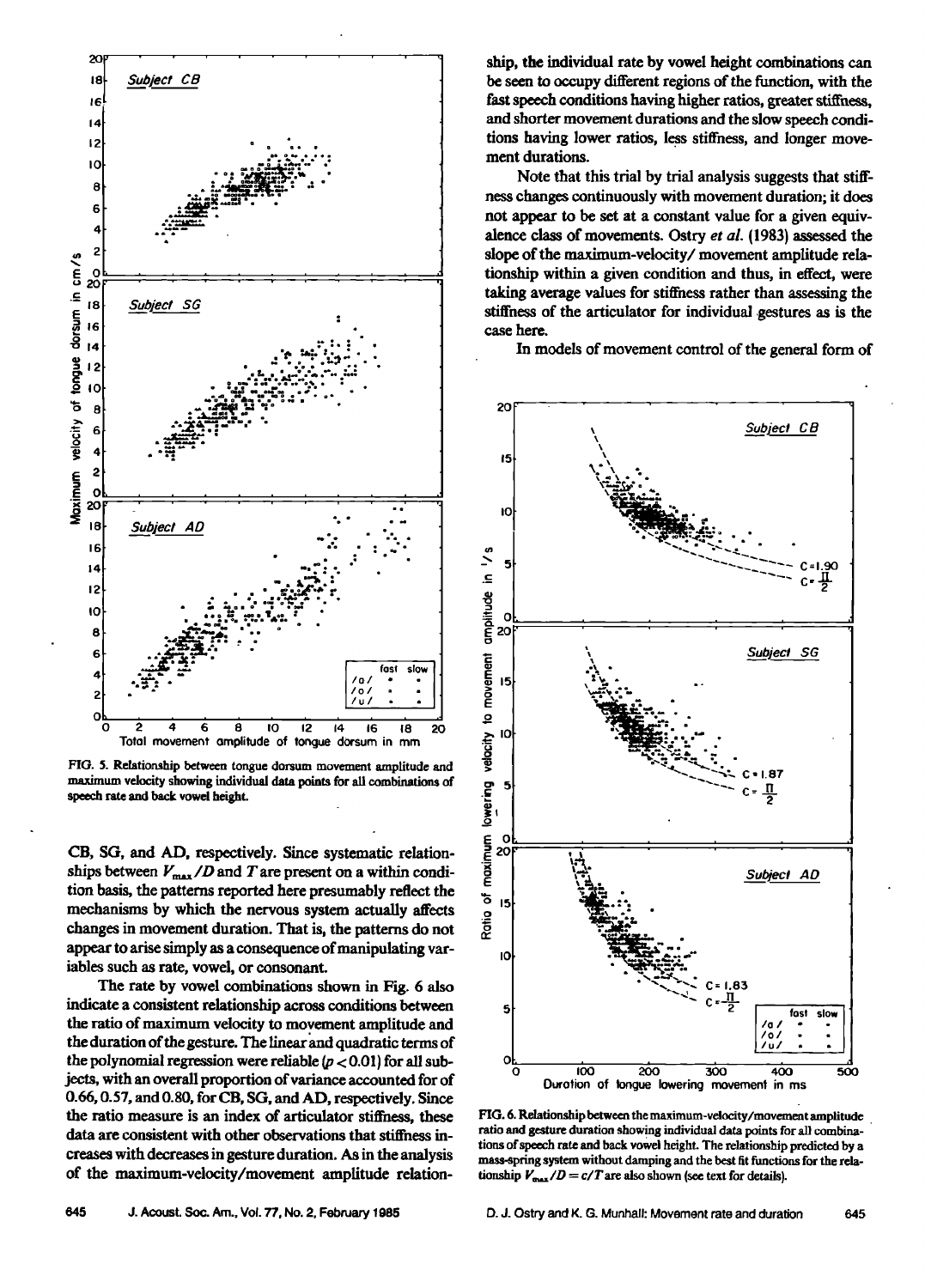FIG. 5. Relationship between tongue dorsum movement amplitude and maximum velocity showing individual data points for all combinations of speech rate and back vowel height.

CB, SG, and AD, respectively. Since systematic relationships between $V_{max}/D$ and $T$ are present on a within condition basis, the patterns reported here presumably reflect the mechanisms by which the nervous system actually affects changes in movement duration. That is, the patterns do not appear to arise simply as a consequence of manipulating variables such as rate, vowel, or consonant.

The rate by vowel combinations shown in Fig. 6 also indicate a consistent relationship across conditions between the ratio of maximum velocity to movement amplitude and the duration of the gesture. The linear and quadratic terms of the polynomial regression were reliable ($p < 0.01$) for all subjects, with an overall proportion of variance accounted for of 0.66, 0.57, and 0.80, for CB, SG, and AD, respectively. Since the ratio measure is an index of articulator stiffness, these data are consistent with other observations that stiffness increases with decreases in gesture duration. As in the analysis of the maximum-velocity/movement amplitude relationship, the individual rate by vowel height combinations can be seen to occupy different regions of the function, with the fast speech conditions having higher ratios, greater stiffness, and shorter movement durations and the slow speech conditions having lower ratios, less stiffness, and longer movement durations.

Note that this trial by trial analysis suggests that stiffness changes continuously with movement duration; it does not appear to be set at a constant value for a given equivalence class of movements. Ostry *et al.* (1983) assessed the slope of the maximum-velocity/ movement amplitude relationship within a given condition and thus, in effect, were taking average values for stiffness rather than assessing the stiffness of the articulator for individual gestures as is the case here.

In models of movement control of the general form of

FIG. 6. Relationship between the maximum-velocity/movement amplitude ratio and gesture duration showing individual data points for all combinations of speech rate and back vowel height. The relationship predicted by a mass-spring system without damping and the best fit functions for the relationship $V_{max}/D = c/T$ are also shown (see text for details).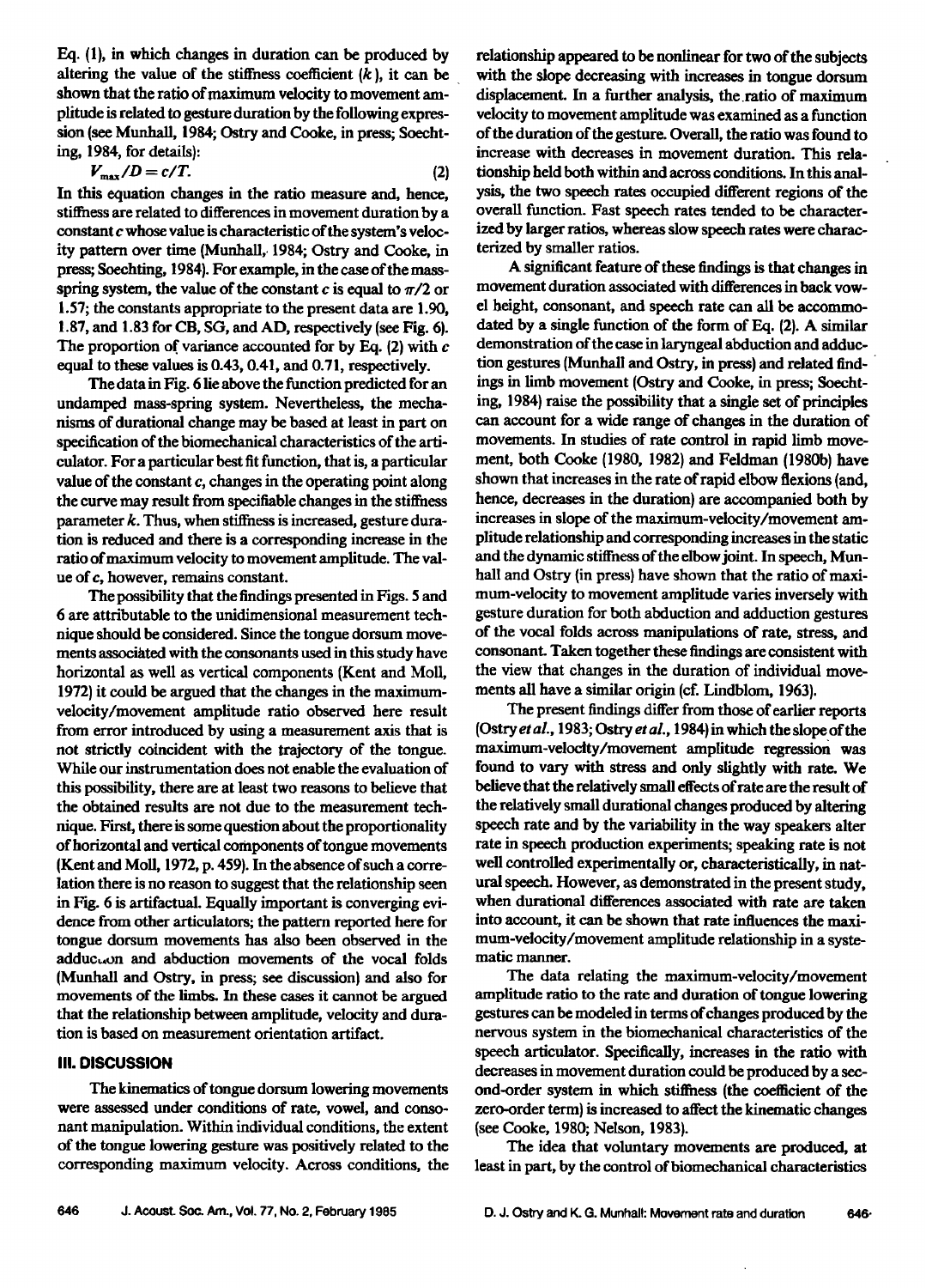Eq. (1), in which changes in duration can be produced by altering the value of the stiffness coefficient ($k$), it can be shown that the ratio of maximum velocity to movement amplitude is related to gesture duration by the following expression (see Munhall, 1984; Ostry and Cooke, in press; Soechting, 1984, for details):

$$V_{max}/D = c/T. \tag{2}$$

In this equation changes in the ratio measure and, hence, stiffness are related to differences in movement duration by a constant $c$ whose value is characteristic of the system's velocity pattern over time (Munhall, 1984; Ostry and Cooke, in press; Soechting, 1984). For example, in the case of the mass-spring system, the value of the constant $c$ is equal to $\pi/2$ or 1.57; the constants appropriate to the present data are 1.90, 1.87, and 1.83 for CB, SG, and AD, respectively (see Fig. 6). The proportion of variance accounted for by Eq. (2) with $c$ equal to these values is 0.43, 0.41, and 0.71, respectively.

The data in Fig. 6 lie above the function predicted for an undamped mass-spring system. Nevertheless, the mechanisms of durational change may be based at least in part on specification of the biomechanical characteristics of the articulator. For a particular best fit function, that is, a particular value of the constant $c$, changes in the operating point along the curve may result from specifiable changes in the stiffness parameter $k$. Thus, when stiffness is increased, gesture duration is reduced and there is a corresponding increase in the ratio of maximum velocity to movement amplitude. The value of $c$, however, remains constant.

The possibility that the findings presented in Figs. 5 and 6 are attributable to the unidimensional measurement technique should be considered. Since the tongue dorsum movements associated with the consonants used in this study have horizontal as well as vertical components (Kent and Moll, 1972) it could be argued that the changes in the maximum-velocity/movement amplitude ratio observed here result from error introduced by using a measurement axis that is not strictly coincident with the trajectory of the tongue. While our instrumentation does not enable the evaluation of this possibility, there are at least two reasons to believe that the obtained results are not due to the measurement technique. First, there is some question about the proportionality of horizontal and vertical components of tongue movements (Kent and Moll, 1972, p. 459). In the absence of such a correlation there is no reason to suggest that the relationship seen in Fig. 6 is artifactual. Equally important is converging evidence from other articulators; the pattern reported here for tongue dorsum movements has also been observed in the adduction and abduction movements of the vocal folds (Munhall and Ostry, in press; see discussion) and also for movements of the limbs. In these cases it cannot be argued that the relationship between amplitude, velocity and duration is based on measurement orientation artifact.

## III. DISCUSSION

The kinematics of tongue dorsum lowering movements were assessed under conditions of rate, vowel, and consonant manipulation. Within individual conditions, the extent of the tongue lowering gesture was positively related to the corresponding maximum velocity. Across conditions, the relationship appeared to be nonlinear for two of the subjects with the slope decreasing with increases in tongue dorsum displacement. In a further analysis, the ratio of maximum velocity to movement amplitude was examined as a function of the duration of the gesture. Overall, the ratio was found to increase with decreases in movement duration. This relationship held both within and across conditions. In this analysis, the two speech rates occupied different regions of the overall function. Fast speech rates tended to be characterized by larger ratios, whereas slow speech rates were characterized by smaller ratios.

A significant feature of these findings is that changes in movement duration associated with differences in back vowel height, consonant, and speech rate can all be accommodated by a single function of the form of Eq. (2). A similar demonstration of the case in laryngeal abduction and adduction gestures (Munhall and Ostry, in press) and related findings in limb movement (Ostry and Cooke, in press; Soechting, 1984) raise the possibility that a single set of principles can account for a wide range of changes in the duration of movements. In studies of rate control in rapid limb movement, both Cooke (1980, 1982) and Feldman (1980b) have shown that increases in the rate of rapid elbow flexions (and, hence, decreases in the duration) are accompanied both by increases in slope of the maximum-velocity/movement amplitude relationship and corresponding increases in the static and the dynamic stiffness of the elbow joint. In speech, Munhall and Ostry (in press) have shown that the ratio of maximum-velocity to movement amplitude varies inversely with gesture duration for both abduction and adduction gestures of the vocal folds across manipulations of rate, stress, and consonant. Taken together these findings are consistent with the view that changes in the duration of individual movements all have a similar origin (cf. Lindblom, 1963).

The present findings differ from those of earlier reports (Ostry *et al.*, 1983; Ostry *et al.*, 1984) in which the slope of the maximum-velocity/movement amplitude regression was found to vary with stress and only slightly with rate. We believe that the relatively small effects of rate are the result of the relatively small durational changes produced by altering speech rate and by the variability in the way speakers alter rate in speech production experiments; speaking rate is not well controlled experimentally or, characteristically, in natural speech. However, as demonstrated in the present study, when durational differences associated with rate are taken into account, it can be shown that rate influences the maximum-velocity/movement amplitude relationship in a systematic manner.

The data relating the maximum-velocity/movement amplitude ratio to the rate and duration of tongue lowering gestures can be modeled in terms of changes produced by the nervous system in the biomechanical characteristics of the speech articulator. Specifically, increases in the ratio with decreases in movement duration could be produced by a second-order system in which stiffness (the coefficient of the zero-order term) is increased to affect the kinematic changes (see Cooke, 1980; Nelson, 1983).

The idea that voluntary movements are produced, at least in part, by the control of biomechanical characteristics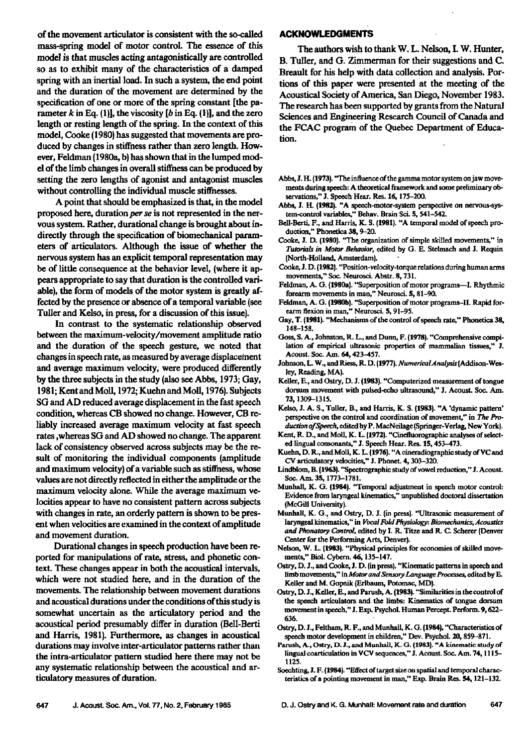of the movement articulator is consistent with the so-called mass-spring model of motor control. The essence of this model is that muscles acting antagonistically are controlled so as to exhibit many of the characteristics of a damped spring with an inertial load. In such a system, the end point and the duration of the movement are determined by the specification of one or more of the spring constant [the parameter $k$ in Eq. (1)], the viscosity [$b$ in Eq. (1)], and the zero length or resting length of the spring. In the context of this model, Cooke (1980) has suggested that movements are produced by changes in stiffness rather than zero length. However, Feldman (1980a, b) has shown that in the lumped model of the limb changes in overall stiffness can be produced by setting the zero lengths of agonist and antagonist muscles without controlling the individual muscle stiffnesses.

A point that should be emphasized is that, in the model proposed here, duration *per se* is not represented in the nervous system. Rather, durational change is brought about indirectly through the specification of biomechanical parameters of articulators. Although the issue of whether the nervous system has an explicit temporal representation may be of little consequence at the behavior level, (where it appears appropriate to say that duration is the controlled variable), the form of models of the motor system is greatly affected by the presence or absence of a temporal variable (see Tuller and Kelso, in press, for a discussion of this issue).

In contrast to the systematic relationship observed between the maximum-velocity/movement amplitude ratio and the duration of the speech gesture, we noted that changes in speech rate, as measured by average displacement and average maximum velocity, were produced differently by the three subjects in the study (also see Abbs, 1973; Gay, 1981; Kent and Moll, 1972; Kuehn and Moll, 1976). Subjects SG and AD reduced average displacement in the fast speech condition, whereas CB showed no change. However, CB reliably increased average maximum velocity at fast speech rates ,whereas SG and AD showed no change. The apparent lack of consistency observed across subjects may be the result of monitoring the individual components (amplitude and maximum velocity) of a variable such as stiffness, whose values are not directly reflected in either the amplitude or the maximum velocity alone. While the average maximum velocities appear to have no consistent pattern across subjects with changes in rate, an orderly pattern is shown to be present when velocities are examined in the context of amplitude and movement duration.

Durational changes in speech production have been reported for manipulations of rate, stress, and phonetic context. These changes appear in both the acoustical intervals, which were not studied here, and in the duration of the movements. The relationship between movement durations and acoustical durations under the conditions of this study is somewhat uncertain as the articulatory period and the acoustical period presumably differ in duration (Bell-Berti and Harris, 1981). Furthermore, as changes in acoustical durations may involve inter-articulator patterns rather than the intra-articulator pattern studied here there may not be any systematic relationship between the acoustical and articulatory measures of duration.

## ACKNOWLEDGMENTS

The authors wish to thank W. L. Nelson, I. W. Hunter, B. Tuller, and G. Zimmerman for their suggestions and C. Breault for his help with data collection and analysis. Portions of this paper were presented at the meeting of the Acoustical Society of America, San Diego, November 1983. The research has been supported by grants from the Natural Sciences and Engineering Research Council of Canada and the FCAC program of the Quebec Department of Education.

Abbs, J. H. (1973). "The influence of the gamma motor system on jaw movements during speech: A theoretical framework and some preliminary observations," J. Speech Hear. Res. 16, 175–200.

Abbs, J. H. (1982). "A speech-motor-system perspective on nervous-system-control variables," Behav. Brain Sci. 5, 541–542.

Bell-Berti, F., and Harris, K. S. (1981). "A temporal model of speech production," Phonetica 38, 9–20.

Cooke, J. D. (1980). "The organization of simple skilled movements," in *Tutorials in Motor Behavior*, edited by G. E. Stelmach and J. Requin (North-Holland, Amsterdam).

Cooke, J. D. (1982). "Position-velocity-torque relations during human arms movements," Soc. Neurosci. Abstr. 8, 731.

Feldman, A. G. (1980a). "Superposition of motor programs—I. Rhythmic forearm movements in man," Neurosci. 5, 81–90.

Feldman, A. G. (1980b). "Superposition of motor programs–II. Rapid forearm flexion in man," Neurosci. 5, 91–95.

Gay, T. (1981). "Mechanisms of the control of speech rate," Phonetica 38, 148–158.

Goss, S. A., Johnston, R. L., and Dunn, F. (1978). "Comprehensive compilation of empirical ultrasonic properties of mammalian tissues," J. Acoust. Soc. Am. 64, 423–457.

Johnson, L. W., and Riess, R. D. (1977). *Numerical Analysis* (Addison-Wesley, Reading, MA).

Keller, E., and Ostry, D. J. (1983). "Computerized measurement of tongue dorsum movement with pulsed-echo ultrasound," J. Acoust. Soc. Am. 73, 1309–1315.

Kelso, J. A. S., Tuller, B., and Harris, K. S. (1983). "A 'dynamic pattern' perspective on the control and coordination of movement," in *The Production of Speech*, edited by P. MacNeilage (Springer-Verlag, New York).

Kent, R. D., and Moll, K. L. (1972). "Cinefluorographic analyses of selected lingual consonants," J. Speech Hear. Res. 15, 453–473.

Kuehn, D. R., and Moll, K. L. (1976). "A cineradiographic study of VC and CV articulatory velocities," J. Phonet. 4, 303–320.

Lindblom, B. (1963). "Spectrographic study of vowel reduction," J. Acoust. Soc. Am. 35, 1773–1781.

Munhall, K. G. (1984). "Temporal adjustment in speech motor control: Evidence from laryngeal kinematics," unpublished doctoral dissertation (McGill University).

Munhall, K. G., and Ostry, D. J. (in press). "Ultrasonic measurement of laryngeal kinematics," in *Vocal Fold Physiology: Biomechanics, Acoustics and Phonatory Control*, edited by I. R. Titze and R. C. Scherer (Denver Center for the Performing Arts, Denver).

Nelson, W. L. (1983). "Physical principles for economies of skilled movements," Biol. Cybern. 46, 135–147.

Ostry, D. J., and Cooke, J. D. (in press). "Kinematic patterns in speech and limb movements," in *Motor and Sensory Language Processes*, edited by E. Keller and M. Gopnik (Erlbaum, Potomac, MD).

Ostry, D. J., Keller, E., and Parush, A. (1983). "Similarities in the control of the speech articulators and the limbs: Kinematics of tongue dorsum movement in speech," J. Exp. Psychol. Human Percept. Perform. 9, 622–636.

Ostry, D. J., Feltham, R. F., and Munhall, K. G. (1984). "Characteristics of speech motor development in children," Dev. Psychol. 20, 859–871.

Parush, A., Ostry, D. J., and Munhall, K. G. (1983). "A kinematic study of lingual coarticulation in VCV sequences," J. Acoust. Soc. Am. 74, 1115–1125.

Soechting, J. F. (1984). "Effect of target size on spatial and temporal characteristics of a pointing movement in man," Exp. Brain Res. 54, 121–132.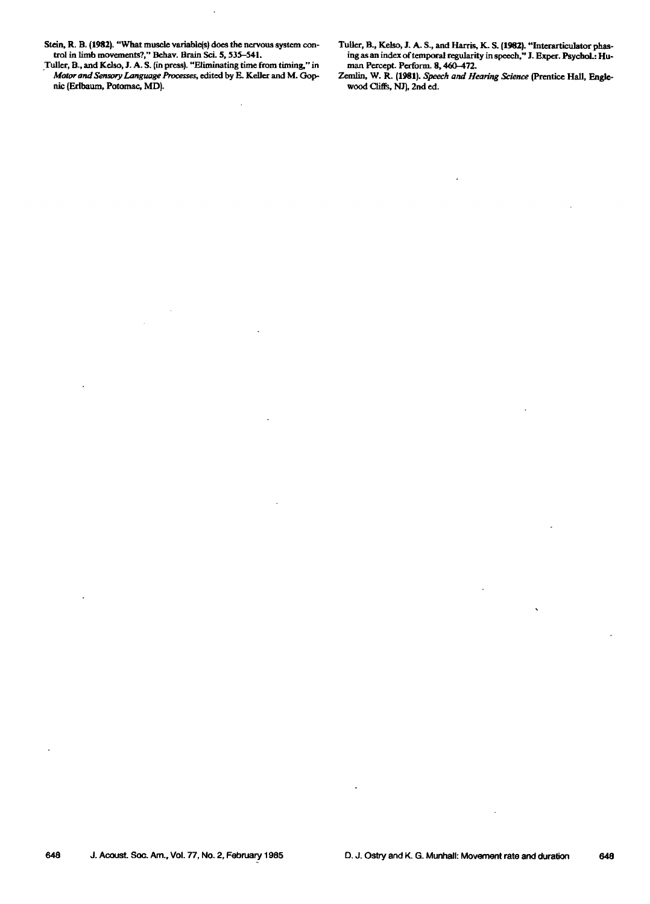Stein, R. B. (1982). "What muscle variable(s) does the nervous system control in limb movements?," Behav. Brain Sci. 5, 535–541.

Tuller, B., and Kelso, J. A. S. (in press). "Eliminating time from timing," in *Motor and Sensory Language Processes*, edited by E. Keller and M. Gopnic (Erlbaum, Potomac, MD).

Tuller, B., Kelso, J. A. S., and Harris, K. S. (1982). "Interarticulator phasing as an index of temporal regularity in speech," J. Exper. Psychol.: Human Percept. Perform. 8, 460–472.

Zemlin, W. R. (1981). *Speech and Hearing Science* (Prentice Hall, Englewood Cliffs, NJ), 2nd ed.